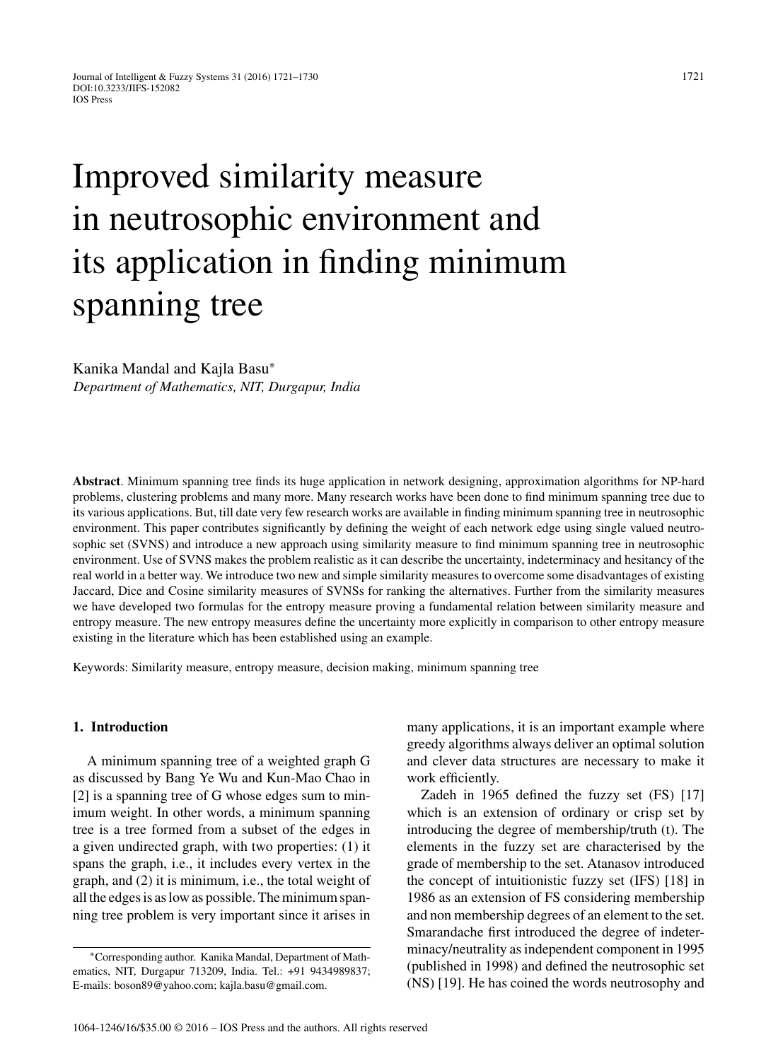# Improved similarity measure in neutrosophic environment and its application in finding minimum spanning tree

Kanika Mandal and Kajla Basu*

*Department of Mathematics, NIT, Durgapur, India*

**Abstract**. Minimum spanning tree finds its huge application in network designing, approximation algorithms for NP-hard problems, clustering problems and many more. Many research works have been done to find minimum spanning tree due to its various applications. But, till date very few research works are available in finding minimum spanning tree in neutrosophic environment. This paper contributes significantly by defining the weight of each network edge using single valued neutrosophic set (SVNS) and introduce a new approach using similarity measure to find minimum spanning tree in neutrosophic environment. Use of SVNS makes the problem realistic as it can describe the uncertainty, indeterminacy and hesitancy of the real world in a better way. We introduce two new and simple similarity measures to overcome some disadvantages of existing Jaccard, Dice and Cosine similarity measures of SVNSs for ranking the alternatives. Further from the similarity measures we have developed two formulas for the entropy measure proving a fundamental relation between similarity measure and entropy measure. The new entropy measures define the uncertainty more explicitly in comparison to other entropy measure existing in the literature which has been established using an example.

Keywords: Similarity measure, entropy measure, decision making, minimum spanning tree

## 1. Introduction

A minimum spanning tree of a weighted graph G as discussed by Bang Ye Wu and Kun-Mao Chao in [2] is a spanning tree of G whose edges sum to minimum weight. In other words, a minimum spanning tree is a tree formed from a subset of the edges in a given undirected graph, with two properties: (1) it spans the graph, i.e., it includes every vertex in the graph, and (2) it is minimum, i.e., the total weight of all the edges is as low as possible. The minimum spanning tree problem is very important since it arises in many applications, it is an important example where greedy algorithms always deliver an optimal solution and clever data structures are necessary to make it work efficiently.

Zadeh in 1965 defined the fuzzy set (FS) [17] which is an extension of ordinary or crisp set by introducing the degree of membership/truth (t). The elements in the fuzzy set are characterised by the grade of membership to the set. Atanasov introduced the concept of intuitionistic fuzzy set (IFS) [18] in 1986 as an extension of FS considering membership and non membership degrees of an element to the set. Smarandache first introduced the degree of indeterminacy/neutrality as independent component in 1995 (published in 1998) and defined the neutrosophic set (NS) [19]. He has coined the words neutrosophy and

*Corresponding author. Kanika Mandal, Department of Mathematics, NIT, Durgapur 713209, India. Tel.: +91 9434989837; E-mails: boson89@yahoo.com; kajla.basu@gmail.com.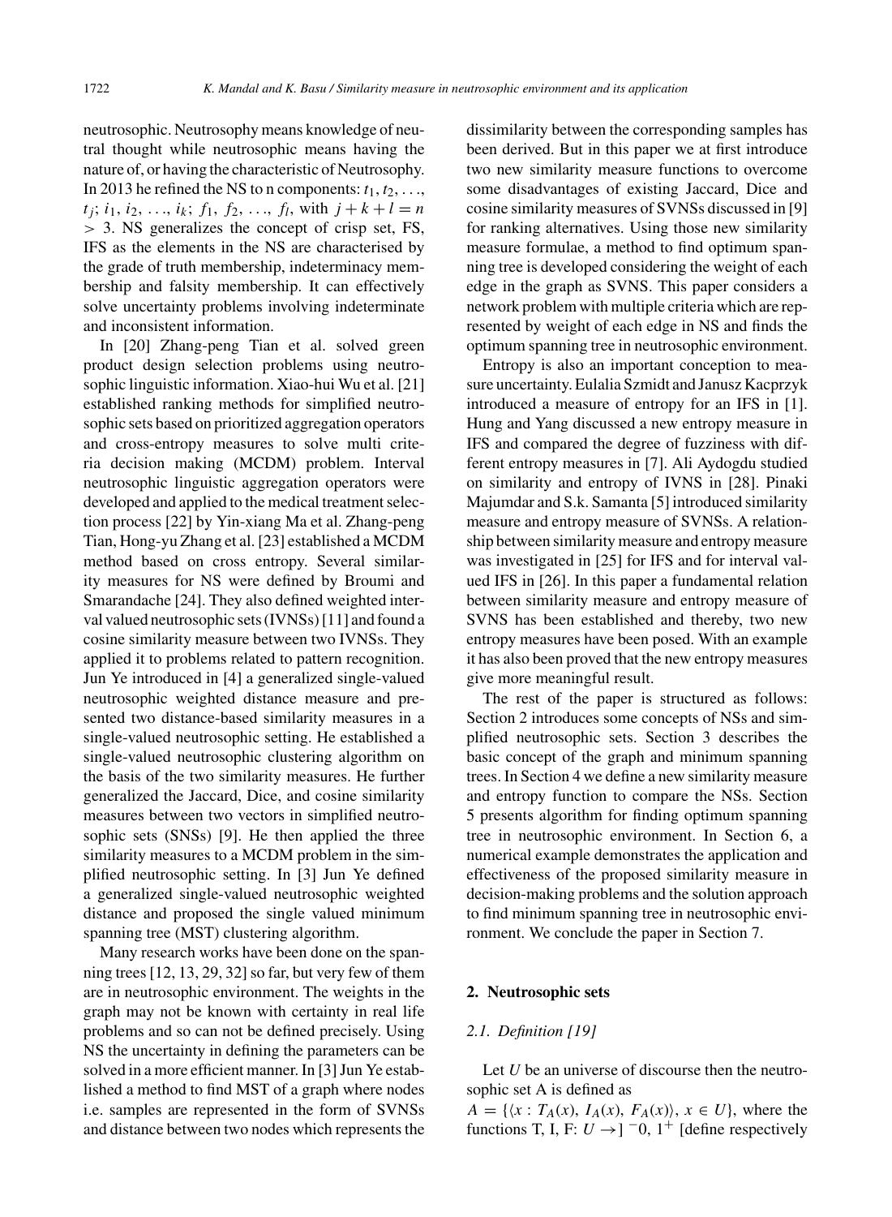neutrosophic. Neutrosophy means knowledge of neutral thought while neutrosophic means having the nature of, or having the characteristic of Neutrosophy. In 2013 he refined the NS to n components: $t_1, t_2, \ldots, t_j$; $i_1, i_2, \ldots, i_k$; $f_1, f_2, \ldots, f_l$, with $j + k + l = n > 3$. NS generalizes the concept of crisp set, FS, IFS as the elements in the NS are characterised by the grade of truth membership, indeterminacy membership and falsity membership. It can effectively solve uncertainty problems involving indeterminate and inconsistent information.

In [20] Zhang-peng Tian et al. solved green product design selection problems using neutrosophic linguistic information. Xiao-hui Wu et al. [21] established ranking methods for simplified neutrosophic sets based on prioritized aggregation operators and cross-entropy measures to solve multi criteria decision making (MCDM) problem. Interval neutrosophic linguistic aggregation operators were developed and applied to the medical treatment selection process [22] by Yin-xiang Ma et al. Zhang-peng Tian, Hong-yu Zhang et al. [23] established a MCDM method based on cross entropy. Several similarity measures for NS were defined by Broumi and Smarandache [24]. They also defined weighted interval valued neutrosophic sets (IVNSs) [11] and found a cosine similarity measure between two IVNSs. They applied it to problems related to pattern recognition. Jun Ye introduced in [4] a generalized single-valued neutrosophic weighted distance measure and presented two distance-based similarity measures in a single-valued neutrosophic setting. He established a single-valued neutrosophic clustering algorithm on the basis of the two similarity measures. He further generalized the Jaccard, Dice, and cosine similarity measures between two vectors in simplified neutrosophic sets (SNSs) [9]. He then applied the three similarity measures to a MCDM problem in the simplified neutrosophic setting. In [3] Jun Ye defined a generalized single-valued neutrosophic weighted distance and proposed the single valued minimum spanning tree (MST) clustering algorithm.

Many research works have been done on the spanning trees [12, 13, 29, 32] so far, but very few of them are in neutrosophic environment. The weights in the graph may not be known with certainty in real life problems and so can not be defined precisely. Using NS the uncertainty in defining the parameters can be solved in a more efficient manner. In [3] Jun Ye established a method to find MST of a graph where nodes i.e. samples are represented in the form of SVNSs and distance between two nodes which represents the dissimilarity between the corresponding samples has been derived. But in this paper we at first introduce two new similarity measure functions to overcome some disadvantages of existing Jaccard, Dice and cosine similarity measures of SVNSs discussed in [9] for ranking alternatives. Using those new similarity measure formulae, a method to find optimum spanning tree is developed considering the weight of each edge in the graph as SVNS. This paper considers a network problem with multiple criteria which are represented by weight of each edge in NS and finds the optimum spanning tree in neutrosophic environment.

Entropy is also an important conception to measure uncertainty. Eulalia Szmidt and Janusz Kacprzyk introduced a measure of entropy for an IFS in [1]. Hung and Yang discussed a new entropy measure in IFS and compared the degree of fuzziness with different entropy measures in [7]. Ali Aydogdu studied on similarity and entropy of IVNS in [28]. Pinaki Majumdar and S.k. Samanta [5] introduced similarity measure and entropy measure of SVNSs. A relationship between similarity measure and entropy measure was investigated in [25] for IFS and for interval valued IFS in [26]. In this paper a fundamental relation between similarity measure and entropy measure of SVNS has been established and thereby, two new entropy measures have been posed. With an example it has also been proved that the new entropy measures give more meaningful result.

The rest of the paper is structured as follows: Section 2 introduces some concepts of NSs and simplified neutrosophic sets. Section 3 describes the basic concept of the graph and minimum spanning trees. In Section 4 we define a new similarity measure and entropy function to compare the NSs. Section 5 presents algorithm for finding optimum spanning tree in neutrosophic environment. In Section 6, a numerical example demonstrates the application and effectiveness of the proposed similarity measure in decision-making problems and the solution approach to find minimum spanning tree in neutrosophic environment. We conclude the paper in Section 7.

## 2. Neutrosophic sets

### *2.1. Definition [19]*

Let $U$ be an universe of discourse then the neutrosophic set A is defined as

$A = \{\langle x : T_A(x), I_A(x), F_A(x)\rangle, x \in U\}$, where the functions T, I, F: $U \rightarrow ]^{-}0, 1^{+}[$ define respectively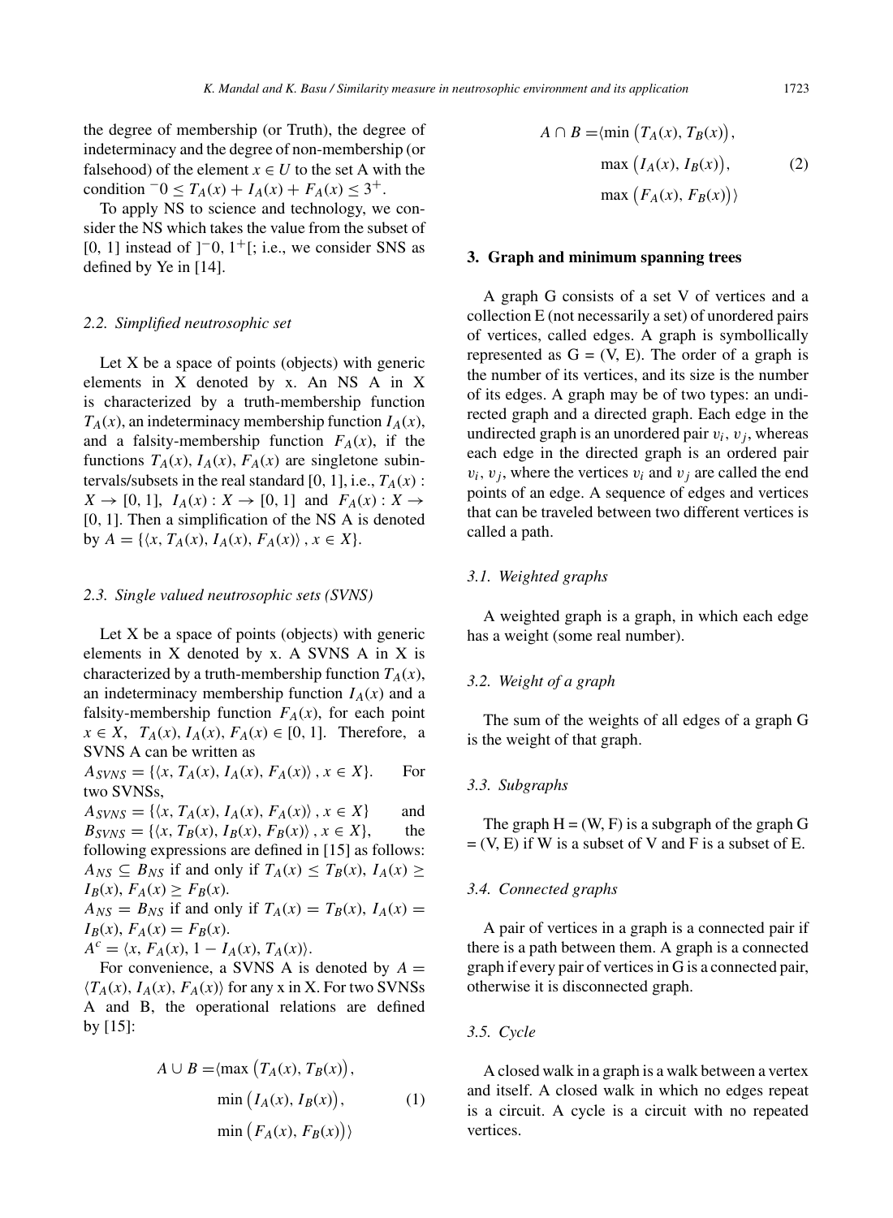the degree of membership (or Truth), the degree of indeterminacy and the degree of non-membership (or falsehood) of the element $x \in U$ to the set A with the condition $^{-}0 \leq T_A(x) + I_A(x) + F_A(x) \leq 3^{+}$.

To apply NS to science and technology, we consider the NS which takes the value from the subset of [0, 1] instead of $]^{-}0, 1^{+}[$; i.e., we consider SNS as defined by Ye in [14].

### 2.2. Simplified neutrosophic set

Let X be a space of points (objects) with generic elements in X denoted by x. An NS A in X is characterized by a truth-membership function $T_A(x)$, an indeterminacy membership function $I_A(x)$, and a falsity-membership function $F_A(x)$, if the functions $T_A(x)$, $I_A(x)$, $F_A(x)$ are singletone subintervals/subsets in the real standard [0, 1], i.e., $T_A(x) : X \to [0, 1]$, $I_A(x) : X \to [0, 1]$ and $F_A(x) : X \to [0, 1]$. Then a simplification of the NS A is denoted by $A = \{\langle x, T_A(x), I_A(x), F_A(x)\rangle, x \in X\}$.

### 2.3. Single valued neutrosophic sets (SVNS)

Let X be a space of points (objects) with generic elements in X denoted by x. A SVNS A in X is characterized by a truth-membership function $T_A(x)$, an indeterminacy membership function $I_A(x)$ and a falsity-membership function $F_A(x)$, for each point $x \in X$, $T_A(x), I_A(x), F_A(x) \in [0, 1]$. Therefore, a SVNS A can be written as $A_{SVNS} = \{\langle x, T_A(x), I_A(x), F_A(x)\rangle, x \in X\}$. For two SVNSs, $A_{SVNS} = \{\langle x, T_A(x), I_A(x), F_A(x)\rangle, x \in X\}$ and $B_{SVNS} = \{\langle x, T_B(x), I_B(x), F_B(x)\rangle, x \in X\}$, the following expressions are defined in [15] as follows:

$A_{NS} \subseteq B_{NS}$ if and only if $T_A(x) \leq T_B(x)$, $I_A(x) \geq I_B(x)$, $F_A(x) \geq F_B(x)$.

$A_{NS} = B_{NS}$ if and only if $T_A(x) = T_B(x)$, $I_A(x) = I_B(x)$, $F_A(x) = F_B(x)$.

$A^c = \langle x, F_A(x), 1 - I_A(x), T_A(x)\rangle$.

For convenience, a SVNS A is denoted by $A = \langle T_A(x), I_A(x), F_A(x)\rangle$ for any x in X. For two SVNSs A and B, the operational relations are defined by [15]:

$$A \cup B = \langle \max\left(T_A(x), T_B(x)\right), \min\left(I_A(x), I_B(x)\right), \min\left(F_A(x), F_B(x)\right)\rangle \tag{1}$$

$$A \cap B = \langle \min\left(T_A(x), T_B(x)\right), \max\left(I_A(x), I_B(x)\right), \max\left(F_A(x), F_B(x)\right)\rangle \tag{2}$$

## 3. Graph and minimum spanning trees

A graph G consists of a set V of vertices and a collection E (not necessarily a set) of unordered pairs of vertices, called edges. A graph is symbollically represented as G = (V, E). The order of a graph is the number of its vertices, and its size is the number of its edges. A graph may be of two types: an undirected graph and a directed graph. Each edge in the undirected graph is an unordered pair $v_i, v_j$, whereas each edge in the directed graph is an ordered pair $v_i, v_j$, where the vertices $v_i$ and $v_j$ are called the end points of an edge. A sequence of edges and vertices that can be traveled between two different vertices is called a path.

### 3.1. Weighted graphs

A weighted graph is a graph, in which each edge has a weight (some real number).

### 3.2. Weight of a graph

The sum of the weights of all edges of a graph G is the weight of that graph.

### 3.3. Subgraphs

The graph H = (W, F) is a subgraph of the graph G = (V, E) if W is a subset of V and F is a subset of E.

### 3.4. Connected graphs

A pair of vertices in a graph is a connected pair if there is a path between them. A graph is a connected graph if every pair of vertices in G is a connected pair, otherwise it is disconnected graph.

### 3.5. Cycle

A closed walk in a graph is a walk between a vertex and itself. A closed walk in which no edges repeat is a circuit. A cycle is a circuit with no repeated vertices.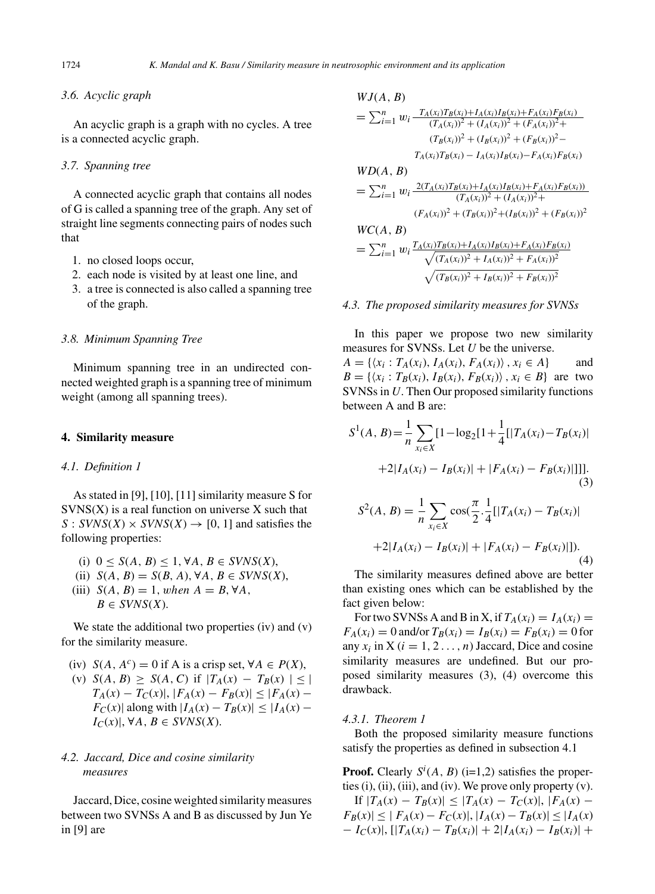### 3.6. Acyclic graph

An acyclic graph is a graph with no cycles. A tree is a connected acyclic graph.

### 3.7. Spanning tree

A connected acyclic graph that contains all nodes of G is called a spanning tree of the graph. Any set of straight line segments connecting pairs of nodes such that

1. no closed loops occur,
2. each node is visited by at least one line, and
3. a tree is connected is also called a spanning tree of the graph.

### 3.8. Minimum Spanning Tree

Minimum spanning tree in an undirected connected weighted graph is a spanning tree of minimum weight (among all spanning trees).

## 4. Similarity measure

### 4.1. Definition 1

As stated in [9], [10], [11] similarity measure S for SVNS(X) is a real function on universe X such that $S : SVNS(X) \times SVNS(X) \to [0, 1]$ and satisfies the following properties:

(i) $0 \leq S(A, B) \leq 1, \forall A, B \in SVNS(X)$,
(ii) $S(A, B) = S(B, A), \forall A, B \in SVNS(X)$,
(iii) $S(A, B) = 1$, *when* $A = B, \forall A, B \in SVNS(X)$.

We state the additional two properties (iv) and (v) for the similarity measure.

(iv) $S(A, A^c) = 0$ if A is a crisp set, $\forall A \in P(X)$,
(v) $S(A, B) \geq S(A, C)$ if $|T_A(x) - T_B(x)| \leq |T_A(x) - T_C(x)|$, $|F_A(x) - F_B(x)| \leq |F_A(x) - F_C(x)|$ along with $|I_A(x) - T_B(x)| \leq |I_A(x) - I_C(x)|, \forall A, B \in SVNS(X)$.

### 4.2. Jaccard, Dice and cosine similarity measures

Jaccard, Dice, cosine weighted similarity measures between two SVNSs A and B as discussed by Jun Ye in [9] are

$$WJ(A, B) = \sum_{i=1}^{n} w_i \frac{T_A(x_i)T_B(x_i) + I_A(x_i)I_B(x_i) + F_A(x_i)F_B(x_i)}{(T_A(x_i))^2 + (I_A(x_i))^2 + (F_A(x_i))^2 + (T_B(x_i))^2 + (I_B(x_i))^2 + (F_B(x_i))^2 - T_A(x_i)T_B(x_i) - I_A(x_i)I_B(x_i) - F_A(x_i)F_B(x_i)}$$

$$WD(A, B) = \sum_{i=1}^{n} w_i \frac{2(T_A(x_i)T_B(x_i) + I_A(x_i)I_B(x_i) + F_A(x_i)F_B(x_i))}{(T_A(x_i))^2 + (I_A(x_i))^2 + (F_A(x_i))^2 + (T_B(x_i))^2 + (I_B(x_i))^2 + (F_B(x_i))^2}$$

$$WC(A, B) = \sum_{i=1}^{n} w_i \frac{T_A(x_i)T_B(x_i) + I_A(x_i)I_B(x_i) + F_A(x_i)F_B(x_i)}{\sqrt{(T_A(x_i))^2 + I_A(x_i))^2 + F_A(x_i))^2}\sqrt{(T_B(x_i))^2 + I_B(x_i))^2 + F_B(x_i))^2}}$$

### 4.3. The proposed similarity measures for SVNSs

In this paper we propose two new similarity measures for SVNSs. Let $U$ be the universe. $A = \{\langle x_i : T_A(x_i), I_A(x_i), F_A(x_i)\rangle, x_i \in A\}$ and $B = \{\langle x_i : T_B(x_i), I_B(x_i), F_B(x_i)\rangle, x_i \in B\}$ are two SVNSs in $U$. Then Our proposed similarity functions between A and B are:

$$S^1(A, B) = \frac{1}{n} \sum_{x_i \in X} [1 - \log_2[1 + \frac{1}{4}[|T_A(x_i) - T_B(x_i)| + 2|I_A(x_i) - I_B(x_i)| + |F_A(x_i) - F_B(x_i)|]]]. \tag{3}$$

$$S^2(A, B) = \frac{1}{n} \sum_{x_i \in X} \cos(\frac{\pi}{2} . \frac{1}{4}[|T_A(x_i) - T_B(x_i)| + 2|I_A(x_i) - I_B(x_i)| + |F_A(x_i) - F_B(x_i)|]). \tag{4}$$

The similarity measures defined above are better than existing ones which can be established by the fact given below:

For two SVNSs A and B in X, if $T_A(x_i) = I_A(x_i) = F_A(x_i) = 0$ and/or $T_B(x_i) = I_B(x_i) = F_B(x_i) = 0$ for any $x_i$ in X $(i = 1, 2 \ldots, n)$ Jaccard, Dice and cosine similarity measures are undefined. But our proposed similarity measures (3), (4) overcome this drawback.

#### 4.3.1. Theorem 1

Both the proposed similarity measure functions satisfy the properties as defined in subsection 4.1

**Proof.** Clearly $S^i(A, B)$ (i=1,2) satisfies the properties (i), (ii), (iii), and (iv). We prove only property (v).

If $|T_A(x) - T_B(x)| \leq |T_A(x) - T_C(x)|$, $|F_A(x) - F_B(x)| \leq |F_A(x) - F_C(x)|$, $|I_A(x) - T_B(x)| \leq |I_A(x) - I_C(x)|$, $[|T_A(x_i) - T_B(x_i)| + 2|I_A(x_i) - I_B(x_i)| +$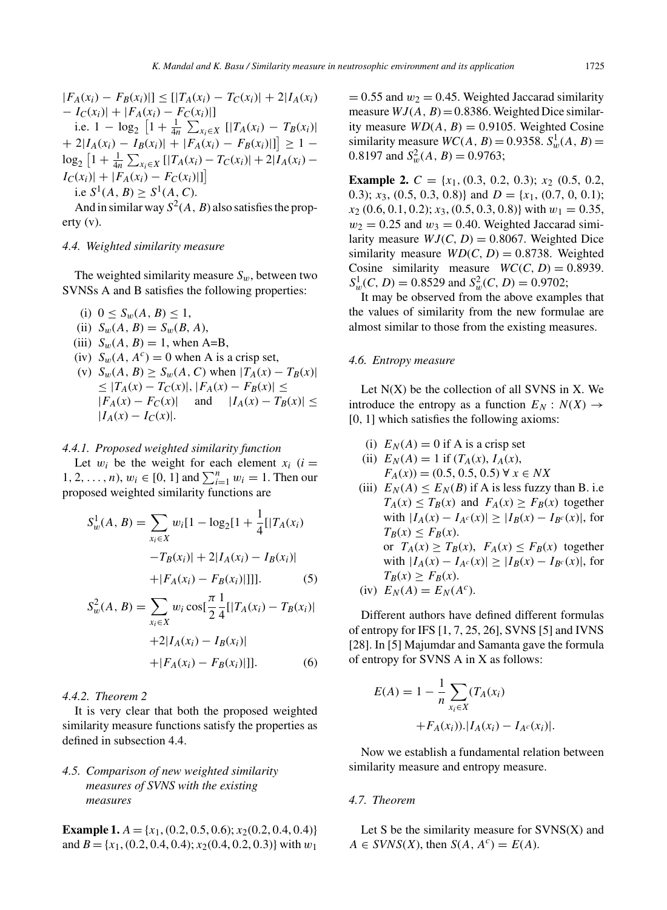$|F_A(x_i) - F_B(x_i)|] \leq [|T_A(x_i) - T_C(x_i)| + 2|I_A(x_i) - I_C(x_i)| + |F_A(x_i) - F_C(x_i)|]$

i.e. $1 - \log_2 \left[1 + \frac{1}{4n} \sum_{x_i \in X} [|T_A(x_i) - T_B(x_i)| + 2|I_A(x_i) - I_B(x_i)| + |F_A(x_i) - F_B(x_i)|]\right] \geq 1 - \log_2 \left[1 + \frac{1}{4n} \sum_{x_i \in X} [|T_A(x_i) - T_C(x_i)| + 2|I_A(x_i) - I_C(x_i)| + |F_A(x_i) - F_C(x_i)|]\right]$

i.e $S^1(A, B) \geq S^1(A, C)$.

And in similar way $S^2(A, B)$ also satisfies the property (v).

### *4.4. Weighted similarity measure*

The weighted similarity measure $S_w$, between two SVNSs A and B satisfies the following properties:

(i) $0 \leq S_w(A, B) \leq 1$,
(ii) $S_w(A, B) = S_w(B, A)$,
(iii) $S_w(A, B) = 1$, when A=B,
(iv) $S_w(A, A^c) = 0$ when A is a crisp set,
(v) $S_w(A, B) \geq S_w(A, C)$ when $|T_A(x) - T_B(x)| \leq |T_A(x) - T_C(x)|$, $|F_A(x) - F_B(x)| \leq |F_A(x) - F_C(x)|$ and $|I_A(x) - T_B(x)| \leq |I_A(x) - I_C(x)|$.

#### *4.4.1. Proposed weighted similarity function*

Let $w_i$ be the weight for each element $x_i$ ($i = 1, 2, \ldots, n$), $w_i \in [0, 1]$ and $\sum_{i=1}^{n} w_i = 1$. Then our proposed weighted similarity functions are

$$S_w^1(A, B) = \sum_{x_i \in X} w_i [1 - \log_2[1 + \frac{1}{4}[|T_A(x_i) - T_B(x_i)| + 2|I_A(x_i) - I_B(x_i)| + |F_A(x_i) - F_B(x_i)|]]]. \quad (5)$$

$$S_w^2(A, B) = \sum_{x_i \in X} w_i \cos[\frac{\pi}{2} \frac{1}{4}[|T_A(x_i) - T_B(x_i)| + 2|I_A(x_i) - I_B(x_i)| + |F_A(x_i) - F_B(x_i)|]]. \quad (6)$$

#### *4.4.2. Theorem 2*

It is very clear that both the proposed weighted similarity measure functions satisfy the properties as defined in subsection 4.4.

### *4.5. Comparison of new weighted similarity measures of SVNS with the existing measures*

**Example 1.** $A = \{x_1, (0.2, 0.5, 0.6); x_2 (0.2, 0.4, 0.4)\}$ and $B = \{x_1, (0.2, 0.4, 0.4); x_2 (0.4, 0.2, 0.3)\}$ with $w_1 = 0.55$ and $w_2 = 0.45$. Weighted Jaccarad similarity measure $WJ(A, B) = 0.8386$. Weighted Dice similarity measure $WD(A, B) = 0.9105$. Weighted Cosine similarity measure $WC(A, B) = 0.9358$. $S_w^1(A, B) = 0.8197$ and $S_w^2(A, B) = 0.9763$;

**Example 2.** $C = \{x_1, (0.3, 0.2, 0.3); x_2 (0.5, 0.2, 0.3); x_3, (0.5, 0.3, 0.8)\}$ and $D = \{x_1, (0.7, 0, 0.1); x_2 (0.6, 0.1, 0.2); x_3, (0.5, 0.3, 0.8)\}$ with $w_1 = 0.35$, $w_2 = 0.25$ and $w_3 = 0.40$. Weighted Jaccarad similarity measure $WJ(C, D) = 0.8067$. Weighted Dice similarity measure $WD(C, D) = 0.8738$. Weighted Cosine similarity measure $WC(C, D) = 0.8939$. $S_w^1(C, D) = 0.8529$ and $S_w^2(C, D) = 0.9702$;

It may be observed from the above examples that the values of similarity from the new formulae are almost similar to those from the existing measures.

### *4.6. Entropy measure*

Let N(X) be the collection of all SVNS in X. We introduce the entropy as a function $E_N : N(X) \rightarrow [0, 1]$ which satisfies the following axioms:

(i) $E_N(A) = 0$ if A is a crisp set
(ii) $E_N(A) = 1$ if $(T_A(x), I_A(x), F_A(x)) = (0.5, 0.5, 0.5) \; \forall \; x \in NX$
(iii) $E_N(A) \leq E_N(B)$ if A is less fuzzy than B. i.e $T_A(x) \leq T_B(x)$ and $F_A(x) \geq F_B(x)$ together with $|I_A(x) - I_{A^c}(x)| \geq |I_B(x) - I_{B^c}(x)|$, for $T_B(x) \leq F_B(x)$.
or $T_A(x) \geq T_B(x)$, $F_A(x) \leq F_B(x)$ together with $|I_A(x) - I_{A^c}(x)| \geq |I_B(x) - I_{B^c}(x)|$, for $T_B(x) \geq F_B(x)$.
(iv) $E_N(A) = E_N(A^c)$.

Different authors have defined different formulas of entropy for IFS [1, 7, 25, 26], SVNS [5] and IVNS [28]. In [5] Majumdar and Samanta gave the formula of entropy for SVNS A in X as follows:

$$E(A) = 1 - \frac{1}{n} \sum_{x_i \in X} (T_A(x_i) + F_A(x_i)).|I_A(x_i) - I_{A^c}(x_i)|.$$

Now we establish a fundamental relation between similarity measure and entropy measure.

### *4.7. Theorem*

Let S be the similarity measure for SVNS(X) and $A \in SVNS(X)$, then $S(A, A^c) = E(A)$.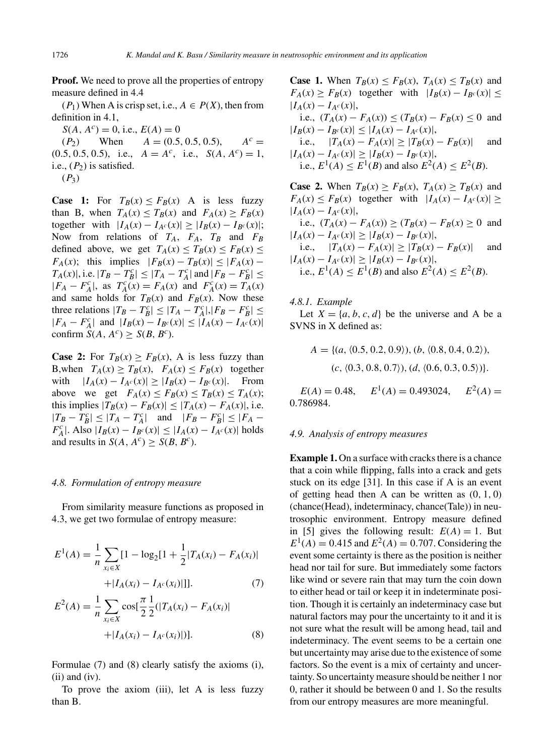**Proof.** We need to prove all the properties of entropy measure defined in 4.4

($P_1$) When A is crisp set, i.e., $A \in P(X)$, then from definition in 4.1,

$S(A, A^c) = 0$, i.e., $E(A) = 0$

($P_2$) When $A = (0.5, 0.5, 0.5)$, $A^c = (0.5, 0.5, 0.5)$, i.e., $A = A^c$, i.e., $S(A, A^c) = 1$, i.e., ($P_2$) is satisfied.

($P_3$)

**Case 1:** For $T_B(x) \leq F_B(x)$ A is less fuzzy than B, when $T_A(x) \leq T_B(x)$ and $F_A(x) \geq F_B(x)$ together with $|I_A(x) - I_{A^c}(x)| \geq |I_B(x) - I_{B^c}(x)|$; Now from relations of $T_A$, $F_A$, $T_B$ and $F_B$ defined above, we get $T_A(x) \leq T_B(x) \leq F_B(x) \leq F_A(x)$; this implies $|F_B(x) - T_B(x)| \leq |F_A(x) - T_A(x)|$, i.e. $|T_B - T_B^c| \leq |T_A - T_A^c|$ and $|F_B - F_B^c| \leq |F_A - F_A^c|$, as $T_A^c(x) = F_A(x)$ and $F_A^c(x) = T_A(x)$ and same holds for $T_B(x)$ and $F_B(x)$. Now these three relations $|T_B - T_B^c| \leq |T_A - T_A^c|$, $|F_B - F_B^c| \leq |F_A - F_A^c|$ and $|I_B(x) - I_{B^c}(x)| \leq |I_A(x) - I_{A^c}(x)|$ confirm $S(A, A^c) \geq S(B, B^c)$.

**Case 2:** For $T_B(x) \geq F_B(x)$, A is less fuzzy than B, when $T_A(x) \geq T_B(x)$, $F_A(x) \leq F_B(x)$ together with $|I_A(x) - I_{A^c}(x)| \geq |I_B(x) - I_{B^c}(x)|$. From above we get $F_A(x) \leq F_B(x) \leq T_B(x) \leq T_A(x)$; this implies $|T_B(x) - F_B(x)| \leq |T_A(x) - F_A(x)|$, i.e. $|T_B - T_B^c| \leq |T_A - T_A^c|$ and $|F_B - F_B^c| \leq |F_A - F_A^c|$. Also $|I_B(x) - I_{B^c}(x)| \leq |I_A(x) - I_{A^c}(x)|$ holds and results in $S(A, A^c) \geq S(B, B^c)$.

### 4.8. Formulation of entropy measure

From similarity measure functions as proposed in 4.3, we get two formulae of entropy measure:

$$E^1(A) = \frac{1}{n} \sum_{x_i \in X} [1 - \log_2 [1 + \frac{1}{2} |T_A(x_i) - F_A(x_i)| + |I_A(x_i) - I_{A^c}(x_i)|]]. \tag{7}$$

$$E^2(A) = \frac{1}{n} \sum_{x_i \in X} \cos[\frac{\pi}{2} \frac{1}{2} (|T_A(x_i) - F_A(x_i)| + |I_A(x_i) - I_{A^c}(x_i)|)]. \tag{8}$$

Formulae (7) and (8) clearly satisfy the axioms (i), (ii) and (iv).

To prove the axiom (iii), let A is less fuzzy than B.

**Case 1.** When $T_B(x) \leq F_B(x)$, $T_A(x) \leq T_B(x)$ and $F_A(x) \geq F_B(x)$ together with $|I_B(x) - I_{B^c}(x)| \leq |I_A(x) - I_{A^c}(x)|$,

i.e., $(T_A(x) - F_A(x)) \leq (T_B(x) - F_B(x) \leq 0$ and $|I_B(x) - I_{B^c}(x)| \leq |I_A(x) - I_{A^c}(x)|$,

i.e., $|T_A(x) - F_A(x)| \geq |T_B(x) - F_B(x)|$ and $|I_A(x) - I_{A^c}(x)| \geq |I_B(x) - I_{B^c}(x)|$,

i.e., $E^1(A) \leq E^1(B)$ and also $E^2(A) \leq E^2(B)$.

**Case 2.** When $T_B(x) \geq F_B(x)$, $T_A(x) \geq T_B(x)$ and $F_A(x) \leq F_B(x)$ together with $|I_A(x) - I_{A^c}(x)| \geq |I_A(x) - I_{A^c}(x)|$,

i.e., $(T_A(x) - F_A(x)) \geq (T_B(x) - F_B(x) \geq 0$ and $|I_A(x) - I_{A^c}(x)| \geq |I_B(x) - I_{B^c}(x)|$,

i.e., $|T_A(x) - F_A(x)| \geq |T_B(x) - F_B(x)|$ and $|I_A(x) - I_{A^c}(x)| \geq |I_B(x) - I_{B^c}(x)|$,

i.e., $E^1(A) \leq E^1(B)$ and also $E^2(A) \leq E^2(B)$.

#### 4.8.1. Example

Let $X = \{a, b, c, d\}$ be the universe and A be a SVNS in X defined as:

$$A = \{(a, \langle 0.5, 0.2, 0.9 \rangle), (b, \langle 0.8, 0.4, 0.2 \rangle), (c, \langle 0.3, 0.8, 0.7 \rangle), (d, \langle 0.6, 0.3, 0.5 \rangle)\}.$$

$E(A) = 0.48$, $E^1(A) = 0.493024$, $E^2(A) = 0.786984$.

### 4.9. Analysis of entropy measures

**Example 1.** On a surface with cracks there is a chance that a coin while flipping, falls into a crack and gets stuck on its edge [31]. In this case if A is an event of getting head then A can be written as $(0, 1, 0)$ (chance(Head), indeterminacy, chance(Tale)) in neutrosophic environment. Entropy measure defined in [5] gives the following result: $E(A) = 1$. But $E^1(A) = 0.415$ and $E^2(A) = 0.707$. Considering the event some certainty is there as the position is neither head nor tail for sure. But immediately some factors like wind or severe rain that may turn the coin down to either head or tail or keep it in indeterminate position. Though it is certainly an indeterminacy case but natural factors may pour the uncertainty to it and it is not sure what the result will be among head, tail and indeterminacy. The event seems to be a certain one but uncertainty may arise due to the existence of some factors. So the event is a mix of certainty and uncertainty. So uncertainty measure should be neither 1 nor 0, rather it should be between 0 and 1. So the results from our entropy measures are more meaningful.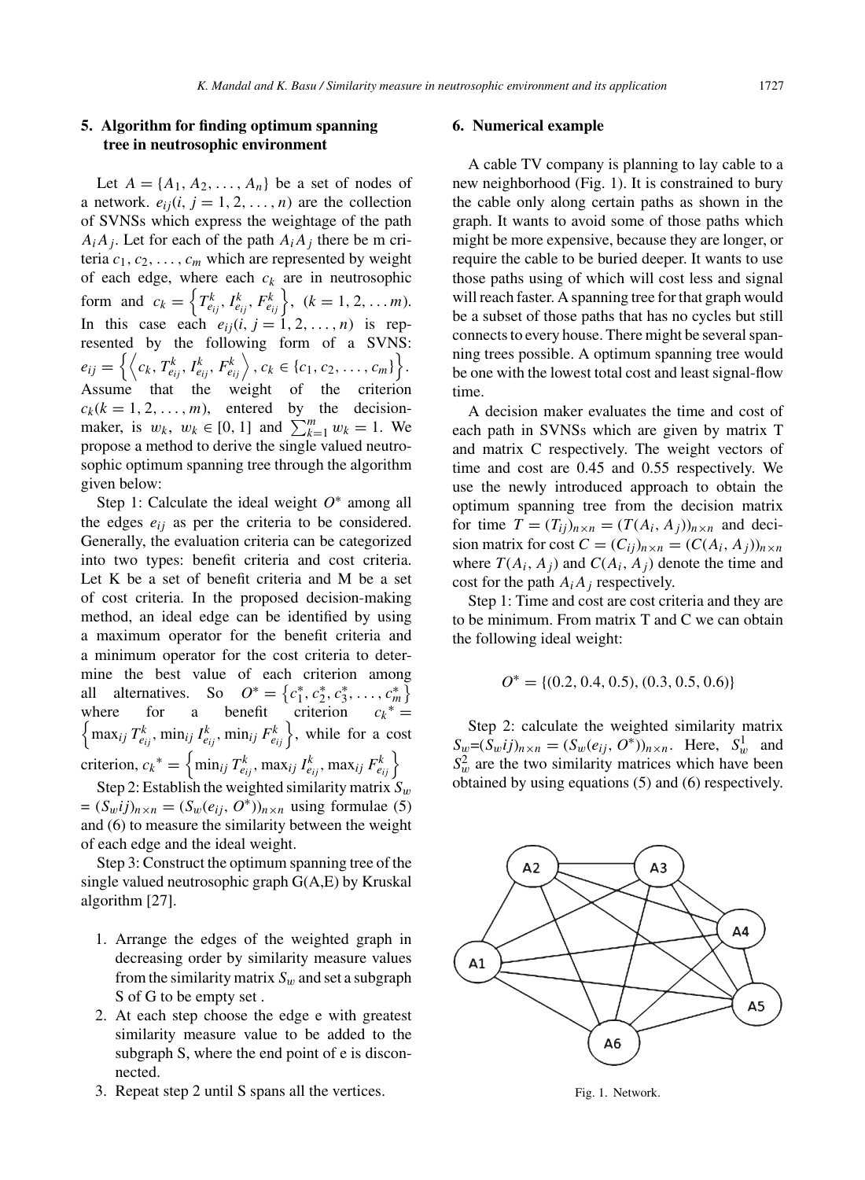## 5. Algorithm for finding optimum spanning tree in neutrosophic environment

Let $A = \{A_1, A_2, \ldots, A_n\}$ be a set of nodes of a network. $e_{ij}(i, j = 1, 2, \ldots, n)$ are the collection of SVNSs which express the weightage of the path $A_i A_j$. Let for each of the path $A_i A_j$ there be m criteria $c_1, c_2, \ldots, c_m$ which are represented by weight of each edge, where each $c_k$ are in neutrosophic form and $c_k = \left\{T^k_{e_{ij}}, I^k_{e_{ij}}, F^k_{e_{ij}}\right\}$, $(k = 1, 2, \ldots m)$. In this case each $e_{ij}(i, j = 1, 2, \ldots, n)$ is represented by the following form of a SVNS: $e_{ij} = \left\{\left\langle c_k, T^k_{e_{ij}}, I^k_{e_{ij}}, F^k_{e_{ij}}\right\rangle, c_k \in \{c_1, c_2, \ldots, c_m\}\right\}$. Assume that the weight of the criterion $c_k(k = 1, 2, \ldots, m)$, entered by the decision-maker, is $w_k$, $w_k \in [0, 1]$ and $\sum_{k=1}^{m} w_k = 1$. We propose a method to derive the single valued neutrosophic optimum spanning tree through the algorithm given below:

Step 1: Calculate the ideal weight $O^*$ among all the edges $e_{ij}$ as per the criteria to be considered. Generally, the evaluation criteria can be categorized into two types: benefit criteria and cost criteria. Let K be a set of benefit criteria and M be a set of cost criteria. In the proposed decision-making method, an ideal edge can be identified by using a maximum operator for the benefit criteria and a minimum operator for the cost criteria to determine the best value of each criterion among all alternatives. So $O^* = \left\{c^*_1, c^*_2, c^*_3, \ldots, c^*_m\right\}$ where for a benefit criterion $c_k{}^* = \left\{\max_{ij} T^k_{e_{ij}}, \min_{ij} I^k_{e_{ij}}, \min_{ij} F^k_{e_{ij}}\right\}$, while for a cost criterion, $c_k{}^* = \left\{\min_{ij} T^k_{e_{ij}}, \max_{ij} I^k_{e_{ij}}, \max_{ij} F^k_{e_{ij}}\right\}$

Step 2: Establish the weighted similarity matrix $S_w = (S_w ij)_{n\times n} = (S_w(e_{ij}, O^*))_{n\times n}$ using formulae (5) and (6) to measure the similarity between the weight of each edge and the ideal weight.

Step 3: Construct the optimum spanning tree of the single valued neutrosophic graph G(A,E) by Kruskal algorithm [27].

1. Arrange the edges of the weighted graph in decreasing order by similarity measure values from the similarity matrix $S_w$ and set a subgraph S of G to be empty set .
2. At each step choose the edge e with greatest similarity measure value to be added to the subgraph S, where the end point of e is disconnected.
3. Repeat step 2 until S spans all the vertices.

## 6. Numerical example

A cable TV company is planning to lay cable to a new neighborhood (Fig. 1). It is constrained to bury the cable only along certain paths as shown in the graph. It wants to avoid some of those paths which might be more expensive, because they are longer, or require the cable to be buried deeper. It wants to use those paths using of which will cost less and signal will reach faster. A spanning tree for that graph would be a subset of those paths that has no cycles but still connects to every house. There might be several spanning trees possible. A optimum spanning tree would be one with the lowest total cost and least signal-flow time.

A decision maker evaluates the time and cost of each path in SVNSs which are given by matrix T and matrix C respectively. The weight vectors of time and cost are 0.45 and 0.55 respectively. We use the newly introduced approach to obtain the optimum spanning tree from the decision matrix for time $T = (T_{ij})_{n\times n} = (T(A_i, A_j))_{n\times n}$ and decision matrix for cost $C = (C_{ij})_{n\times n} = (C(A_i, A_j))_{n\times n}$ where $T(A_i, A_j)$ and $C(A_i, A_j)$ denote the time and cost for the path $A_i A_j$ respectively.

Step 1: Time and cost are cost criteria and they are to be minimum. From matrix T and C we can obtain the following ideal weight:

$$O^* = \{(0.2, 0.4, 0.5), (0.3, 0.5, 0.6)\}$$

Step 2: calculate the weighted similarity matrix $S_w = (S_w ij)_{n\times n} = (S_w(e_{ij}, O^*))_{n\times n}$. Here, $S^1_w$ and $S^2_w$ are the two similarity matrices which have been obtained by using equations (5) and (6) respectively.

Fig. 1. Network.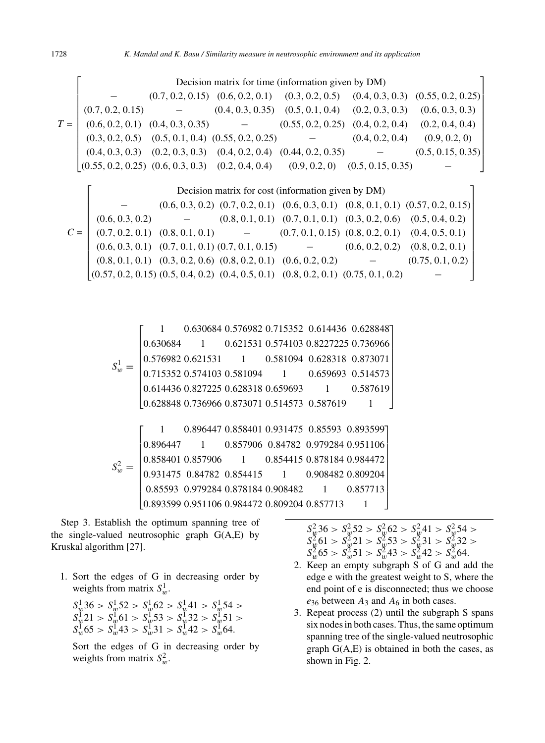$$T = \begin{bmatrix} \multicolumn{6}{c}{\text{Decision matrix for time (information given by DM)}} \\ - & (0.7, 0.2, 0.15) & (0.6, 0.2, 0.1) & (0.3, 0.2, 0.5) & (0.4, 0.3, 0.3) & (0.55, 0.2, 0.25) \\ (0.7, 0.2, 0.15) & - & (0.4, 0.3, 0.35) & (0.5, 0.1, 0.4) & (0.2, 0.3, 0.3) & (0.6, 0.3, 0.3) \\ (0.6, 0.2, 0.1) & (0.4, 0.3, 0.35) & - & (0.55, 0.2, 0.25) & (0.4, 0.2, 0.4) & (0.2, 0.4, 0.4) \\ (0.3, 0.2, 0.5) & (0.5, 0.1, 0.4) & (0.55, 0.2, 0.25) & - & (0.4, 0.2, 0.4) & (0.9, 0.2, 0) \\ (0.4, 0.3, 0.3) & (0.2, 0.3, 0.3) & (0.4, 0.2, 0.4) & (0.44, 0.2, 0.35) & - & (0.5, 0.15, 0.35) \\ (0.55, 0.2, 0.25) & (0.6, 0.3, 0.3) & (0.2, 0.4, 0.4) & (0.9, 0.2, 0) & (0.5, 0.15, 0.35) & - \end{bmatrix}$$

$$C = \begin{bmatrix} \multicolumn{6}{c}{\text{Decision matrix for cost (information given by DM)}} \\ - & (0.6, 0.3, 0.2) & (0.7, 0.2, 0.1) & (0.6, 0.3, 0.1) & (0.8, 0.1, 0.1) & (0.57, 0.2, 0.15) \\ (0.6, 0.3, 0.2) & - & (0.8, 0.1, 0.1) & (0.7, 0.1, 0.1) & (0.3, 0.2, 0.6) & (0.5, 0.4, 0.2) \\ (0.7, 0.2, 0.1) & (0.8, 0.1, 0.1) & - & (0.7, 0.1, 0.15) & (0.8, 0.2, 0.1) & (0.4, 0.5, 0.1) \\ (0.6, 0.3, 0.1) & (0.7, 0.1, 0.1) & (0.7, 0.1, 0.15) & - & (0.6, 0.2, 0.2) & (0.8, 0.2, 0.1) \\ (0.8, 0.1, 0.1) & (0.3, 0.2, 0.6) & (0.8, 0.2, 0.1) & (0.6, 0.2, 0.2) & - & (0.75, 0.1, 0.2) \\ (0.57, 0.2, 0.15) & (0.5, 0.4, 0.2) & (0.4, 0.5, 0.1) & (0.8, 0.2, 0.1) & (0.75, 0.1, 0.2) & - \end{bmatrix}$$

$$S_w^1 = \begin{bmatrix} 1 & 0.630684 & 0.576982 & 0.715352 & 0.614436 & 0.628848 \\ 0.630684 & 1 & 0.621531 & 0.574103 & 0.8227225 & 0.736966 \\ 0.576982 & 0.621531 & 1 & 0.581094 & 0.628318 & 0.873071 \\ 0.715352 & 0.574103 & 0.581094 & 1 & 0.659693 & 0.514573 \\ 0.614436 & 0.827225 & 0.628318 & 0.659693 & 1 & 0.587619 \\ 0.628848 & 0.736966 & 0.873071 & 0.514573 & 0.587619 & 1 \end{bmatrix}$$

$$S_w^2 = \begin{bmatrix} 1 & 0.896447 & 0.858401 & 0.931475 & 0.85593 & 0.893599 \\ 0.896447 & 1 & 0.857906 & 0.84782 & 0.979284 & 0.951106 \\ 0.858401 & 0.857906 & 1 & 0.854415 & 0.878184 & 0.984472 \\ 0.931475 & 0.84782 & 0.854415 & 1 & 0.908482 & 0.809204 \\ 0.85593 & 0.979284 & 0.878184 & 0.908482 & 1 & 0.857713 \\ 0.893599 & 0.951106 & 0.984472 & 0.809204 & 0.857713 & 1 \end{bmatrix}$$

Step 3. Establish the optimum spanning tree of the single-valued neutrosophic graph G(A,E) by Kruskal algorithm [27].

1. Sort the edges of G in decreasing order by weights from matrix $S_w^1$.

   $S_w^1 36 > S_w^1 52 > S_w^1 62 > S_w^1 41 > S_w^1 54 > S_w^1 21 > S_w^1 61 > S_w^1 53 > S_w^1 32 > S_w^1 51 > S_w^1 65 > S_w^1 43 > S_w^1 31 > S_w^1 42 > S_w^1 64.$

   Sort the edges of G in decreasing order by weights from matrix $S_w^2$.

   $S_w^2 36 > S_w^2 52 > S_w^2 62 > S_w^2 41 > S_w^2 54 > S_w^2 61 > S_w^2 21 > S_w^2 53 > S_w^2 31 > S_w^2 32 > S_w^2 65 > S_w^2 51 > S_w^2 43 > S_w^2 42 > S_w^2 64.$

2. Keep an empty subgraph S of G and add the edge e with the greatest weight to S, where the end point of e is disconnected; thus we choose $e_{36}$ between $A_3$ and $A_6$ in both cases.
3. Repeat process (2) until the subgraph S spans six nodes in both cases. Thus, the same optimum spanning tree of the single-valued neutrosophic graph G(A,E) is obtained in both the cases, as shown in Fig. 2.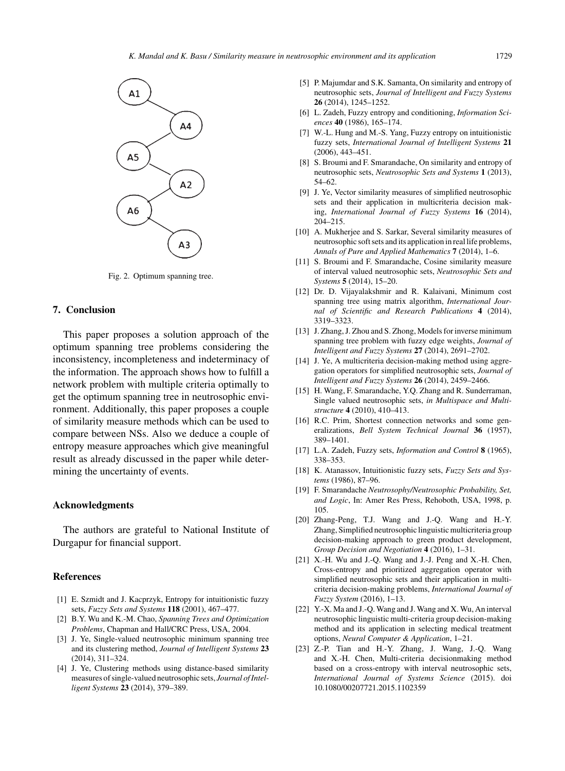Fig. 2. Optimum spanning tree.

## 7. Conclusion

This paper proposes a solution approach of the optimum spanning tree problems considering the inconsistency, incompleteness and indeterminacy of the information. The approach shows how to fulfill a network problem with multiple criteria optimally to get the optimum spanning tree in neutrosophic environment. Additionally, this paper proposes a couple of similarity measure methods which can be used to compare between NSs. Also we deduce a couple of entropy measure approaches which give meaningful result as already discussed in the paper while determining the uncertainty of events.

## Acknowledgments

The authors are grateful to National Institute of Durgapur for financial support.

## References

[1] E. Szmidt and J. Kacprzyk, Entropy for intuitionistic fuzzy sets, *Fuzzy Sets and Systems* **118** (2001), 467–477.

[2] B.Y. Wu and K.-M. Chao, *Spanning Trees and Optimization Problems*, Chapman and Hall/CRC Press, USA, 2004.

[3] J. Ye, Single-valued neutrosophic minimum spanning tree and its clustering method, *Journal of Intelligent Systems* **23** (2014), 311–324.

[4] J. Ye, Clustering methods using distance-based similarity measures of single-valued neutrosophic sets, *Journal of Intelligent Systems* **23** (2014), 379–389.

[5] P. Majumdar and S.K. Samanta, On similarity and entropy of neutrosophic sets, *Journal of Intelligent and Fuzzy Systems* **26** (2014), 1245–1252.

[6] L. Zadeh, Fuzzy entropy and conditioning, *Information Sciences* **40** (1986), 165–174.

[7] W.-L. Hung and M.-S. Yang, Fuzzy entropy on intuitionistic fuzzy sets, *International Journal of Intelligent Systems* **21** (2006), 443–451.

[8] S. Broumi and F. Smarandache, On similarity and entropy of neutrosophic sets, *Neutrosophic Sets and Systems* **1** (2013), 54–62.

[9] J. Ye, Vector similarity measures of simplified neutrosophic sets and their application in multicriteria decision making, *International Journal of Fuzzy Systems* **16** (2014), 204–215.

[10] A. Mukherjee and S. Sarkar, Several similarity measures of neutrosophic soft sets and its application in real life problems, *Annals of Pure and Applied Mathematics* **7** (2014), 1–6.

[11] S. Broumi and F. Smarandache, Cosine similarity measure of interval valued neutrosophic sets, *Neutrosophic Sets and Systems* **5** (2014), 15–20.

[12] Dr. D. Vijayalakshmir and R. Kalaivani, Minimum cost spanning tree using matrix algorithm, *International Journal of Scientific and Research Publications* **4** (2014), 3319–3323.

[13] J. Zhang, J. Zhou and S. Zhong, Models for inverse minimum spanning tree problem with fuzzy edge weights, *Journal of Intelligent and Fuzzy Systems* **27** (2014), 2691–2702.

[14] J. Ye, A multicriteria decision-making method using aggregation operators for simplified neutrosophic sets, *Journal of Intelligent and Fuzzy Systems* **26** (2014), 2459–2466.

[15] H. Wang, F. Smarandache, Y.Q. Zhang and R. Sunderraman, Single valued neutrosophic sets, *in Multispace and Multistructure* **4** (2010), 410–413.

[16] R.C. Prim, Shortest connection networks and some generalizations, *Bell System Technical Journal* **36** (1957), 389–1401.

[17] L.A. Zadeh, Fuzzy sets, *Information and Control* **8** (1965), 338–353.

[18] K. Atanassov, Intuitionistic fuzzy sets, *Fuzzy Sets and Systems* (1986), 87–96.

[19] F. Smarandache *Neutrosophy/Neutrosophic Probability, Set, and Logic*, In: Amer Res Press, Rehoboth, USA, 1998, p. 105.

[20] Zhang-Peng, T.J. Wang and J.-Q. Wang and H.-Y. Zhang, Simplified neutrosophic linguistic multicriteria group decision-making approach to green product development, *Group Decision and Negotiation* **4** (2016), 1–31.

[21] X.-H. Wu and J.-Q. Wang and J.-J. Peng and X.-H. Chen, Cross-entropy and prioritized aggregation operator with simplified neutrosophic sets and their application in multi-criteria decision-making problems, *International Journal of Fuzzy System* (2016), 1–13.

[22] Y.-X. Ma and J.-Q. Wang and J. Wang and X. Wu, An interval neutrosophic linguistic multi-criteria group decision-making method and its application in selecting medical treatment options, *Neural Computer & Application*, 1–21.

[23] Z.-P. Tian and H.-Y. Zhang, J. Wang, J.-Q. Wang and X.-H. Chen, Multi-criteria decisionmaking method based on a cross-entropy with interval neutrosophic sets, *International Journal of Systems Science* (2015). doi 10.1080/00207721.2015.1102359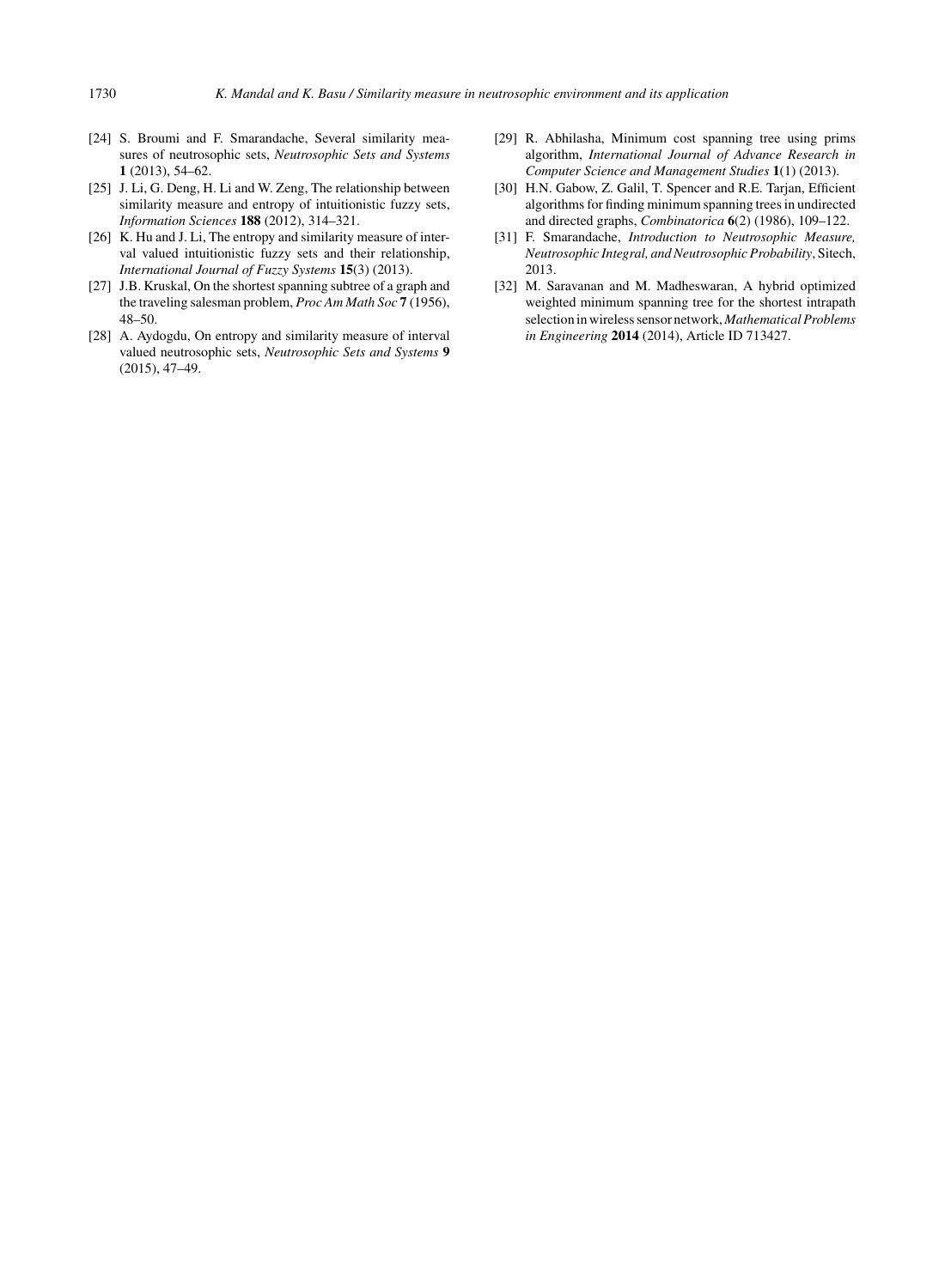[24] S. Broumi and F. Smarandache, Several similarity measures of neutrosophic sets, *Neutrosophic Sets and Systems* **1** (2013), 54–62.

[25] J. Li, G. Deng, H. Li and W. Zeng, The relationship between similarity measure and entropy of intuitionistic fuzzy sets, *Information Sciences* **188** (2012), 314–321.

[26] K. Hu and J. Li, The entropy and similarity measure of interval valued intuitionistic fuzzy sets and their relationship, *International Journal of Fuzzy Systems* **15**(3) (2013).

[27] J.B. Kruskal, On the shortest spanning subtree of a graph and the traveling salesman problem, *Proc Am Math Soc* **7** (1956), 48–50.

[28] A. Aydogdu, On entropy and similarity measure of interval valued neutrosophic sets, *Neutrosophic Sets and Systems* **9** (2015), 47–49.

[29] R. Abhilasha, Minimum cost spanning tree using prims algorithm, *International Journal of Advance Research in Computer Science and Management Studies* **1**(1) (2013).

[30] H.N. Gabow, Z. Galil, T. Spencer and R.E. Tarjan, Efficient algorithms for finding minimum spanning trees in undirected and directed graphs, *Combinatorica* **6**(2) (1986), 109–122.

[31] F. Smarandache, *Introduction to Neutrosophic Measure, Neutrosophic Integral, and Neutrosophic Probability*, Sitech, 2013.

[32] M. Saravanan and M. Madheswaran, A hybrid optimized weighted minimum spanning tree for the shortest intrapath selection in wireless sensor network, *Mathematical Problems in Engineering* **2014** (2014), Article ID 713427.